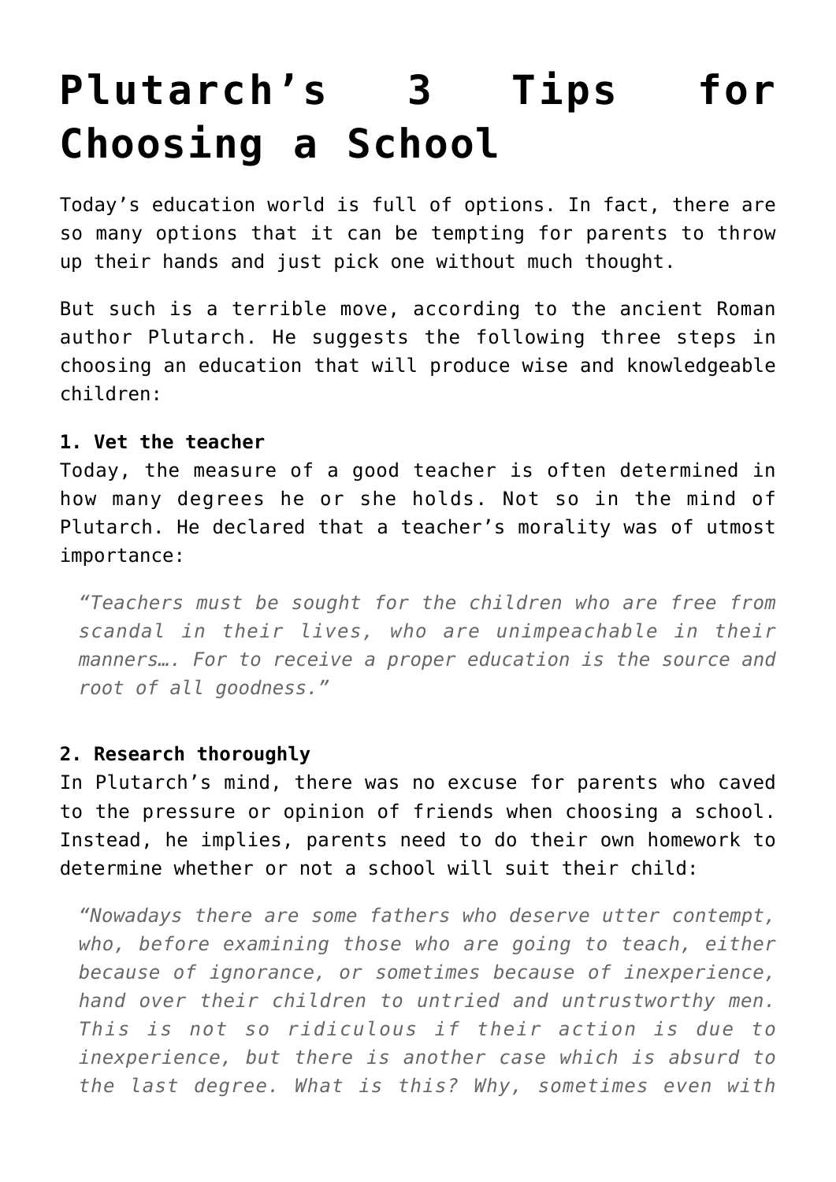# Plutarch's 3 Tips for Choosing a School

Today's education world is full of options. In fact, there are so many options that it can be tempting for parents to throw up their hands and just pick one without much thought.

But such is a terrible move, according to the ancient Roman author Plutarch. He suggests the following three steps in choosing an education that will produce wise and knowledgeable children:

**1. Vet the teacher**
Today, the measure of a good teacher is often determined in how many degrees he or she holds. Not so in the mind of Plutarch. He declared that a teacher's morality was of utmost importance:

> *"Teachers must be sought for the children who are free from scandal in their lives, who are unimpeachable in their manners…. For to receive a proper education is the source and root of all goodness."*

**2. Research thoroughly**
In Plutarch's mind, there was no excuse for parents who caved to the pressure or opinion of friends when choosing a school. Instead, he implies, parents need to do their own homework to determine whether or not a school will suit their child:

> *"Nowadays there are some fathers who deserve utter contempt, who, before examining those who are going to teach, either because of ignorance, or sometimes because of inexperience, hand over their children to untried and untrustworthy men. This is not so ridiculous if their action is due to inexperience, but there is another case which is absurd to the last degree. What is this? Why, sometimes even with*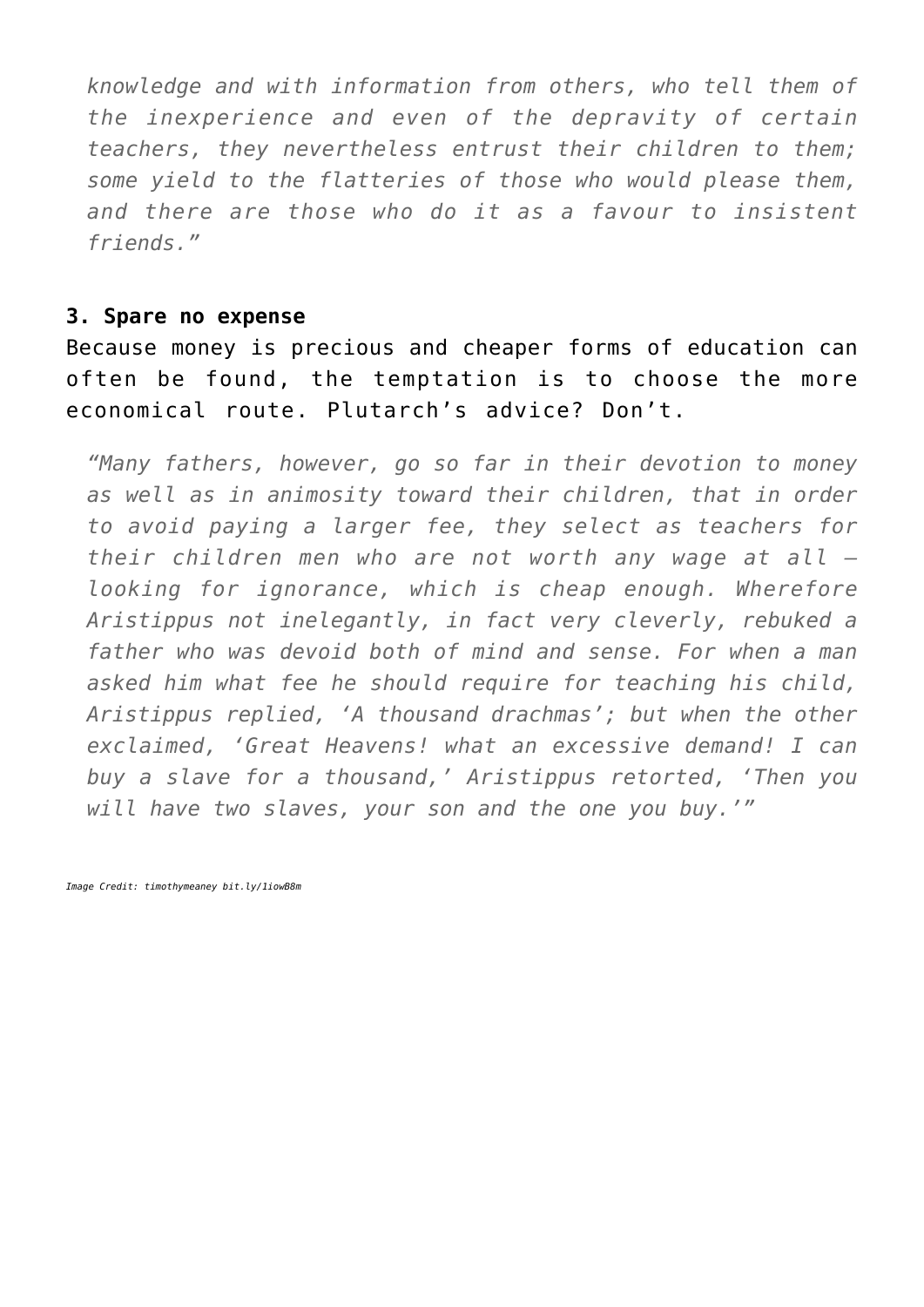> *knowledge and with information from others, who tell them of the inexperience and even of the depravity of certain teachers, they nevertheless entrust their children to them; some yield to the flatteries of those who would please them, and there are those who do it as a favour to insistent friends."*

**3. Spare no expense**

Because money is precious and cheaper forms of education can often be found, the temptation is to choose the more economical route. Plutarch's advice? Don't.

> *"Many fathers, however, go so far in their devotion to money as well as in animosity toward their children, that in order to avoid paying a larger fee, they select as teachers for their children men who are not worth any wage at all – looking for ignorance, which is cheap enough. Wherefore Aristippus not inelegantly, in fact very cleverly, rebuked a father who was devoid both of mind and sense. For when a man asked him what fee he should require for teaching his child, Aristippus replied, 'A thousand drachmas'; but when the other exclaimed, 'Great Heavens! what an excessive demand! I can buy a slave for a thousand,' Aristippus retorted, 'Then you will have two slaves, your son and the one you buy.'"*

*Image Credit: timothymeaney bit.ly/1iowB8m*